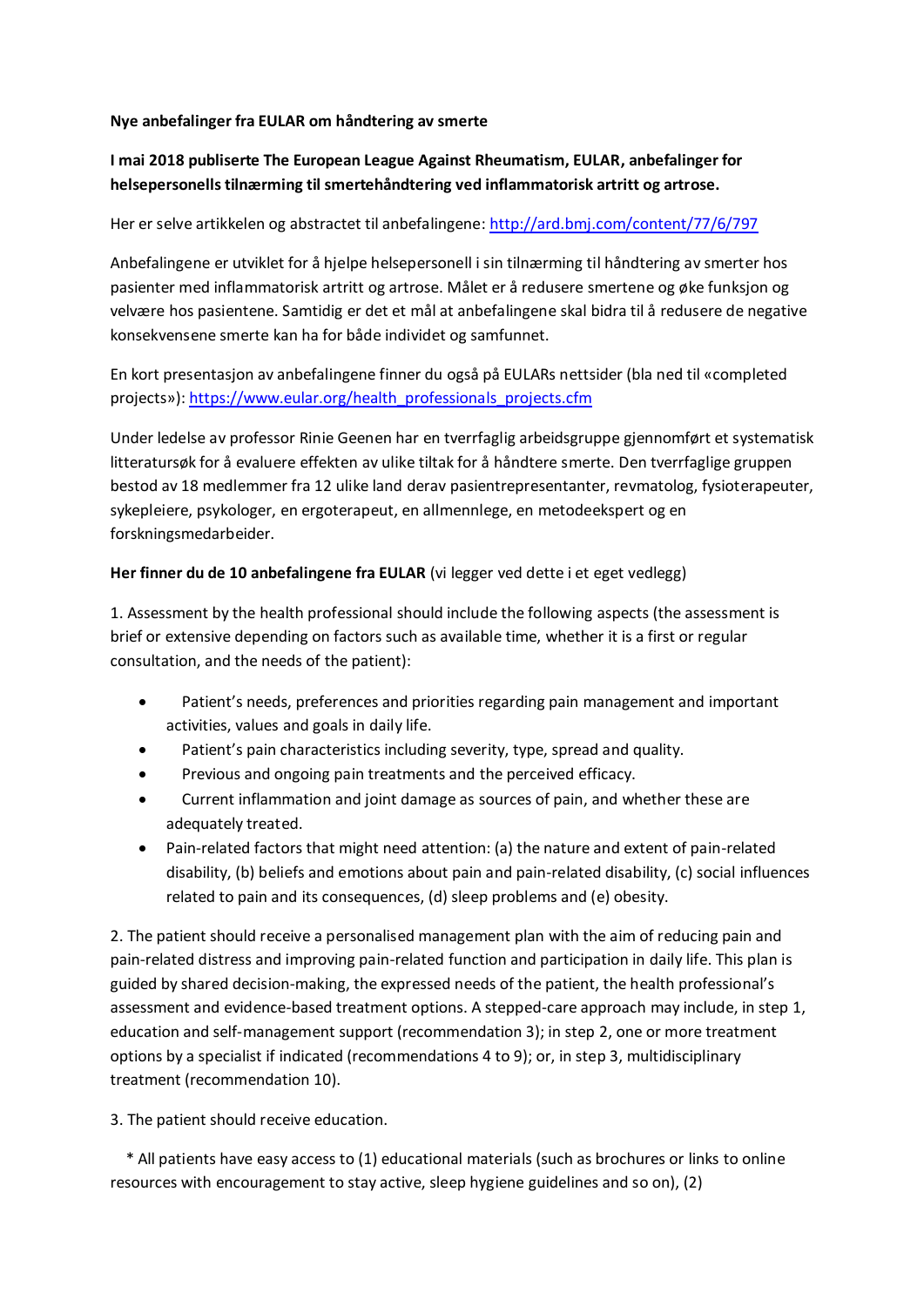**Nye anbefalinger fra EULAR om håndtering av smerte**

**I mai 2018 publiserte The European League Against Rheumatism, EULAR, anbefalinger for helsepersonells tilnærming til smertehåndtering ved inflammatorisk artritt og artrose.**

Her er selve artikkelen og abstractet til anbefalingene: http://ard.bmj.com/content/77/6/797

Anbefalingene er utviklet for å hjelpe helsepersonell i sin tilnærming til håndtering av smerter hos pasienter med inflammatorisk artritt og artrose. Målet er å redusere smertene og øke funksjon og velvære hos pasientene. Samtidig er det et mål at anbefalingene skal bidra til å redusere de negative konsekvensene smerte kan ha for både individet og samfunnet.

En kort presentasjon av anbefalingene finner du også på EULARs nettsider (bla ned til «completed projects»): https://www.eular.org/health_professionals_projects.cfm

Under ledelse av professor Rinie Geenen har en tverrfaglig arbeidsgruppe gjennomført et systematisk litteratursøk for å evaluere effekten av ulike tiltak for å håndtere smerte. Den tverrfaglige gruppen bestod av 18 medlemmer fra 12 ulike land derav pasientrepresentanter, revmatolog, fysioterapeuter, sykepleiere, psykologer, en ergoterapeut, en allmennlege, en metodeekspert og en forskningsmedarbeider.

**Her finner du de 10 anbefalingene fra EULAR** (vi legger ved dette i et eget vedlegg)

1. Assessment by the health professional should include the following aspects (the assessment is brief or extensive depending on factors such as available time, whether it is a first or regular consultation, and the needs of the patient):

- Patient's needs, preferences and priorities regarding pain management and important activities, values and goals in daily life.
- Patient's pain characteristics including severity, type, spread and quality.
- Previous and ongoing pain treatments and the perceived efficacy.
- Current inflammation and joint damage as sources of pain, and whether these are adequately treated.
- Pain-related factors that might need attention: (a) the nature and extent of pain-related disability, (b) beliefs and emotions about pain and pain-related disability, (c) social influences related to pain and its consequences, (d) sleep problems and (e) obesity.

2. The patient should receive a personalised management plan with the aim of reducing pain and pain-related distress and improving pain-related function and participation in daily life. This plan is guided by shared decision-making, the expressed needs of the patient, the health professional's assessment and evidence-based treatment options. A stepped-care approach may include, in step 1, education and self-management support (recommendation 3); in step 2, one or more treatment options by a specialist if indicated (recommendations 4 to 9); or, in step 3, multidisciplinary treatment (recommendation 10).

3. The patient should receive education.

* All patients have easy access to (1) educational materials (such as brochures or links to online resources with encouragement to stay active, sleep hygiene guidelines and so on), (2)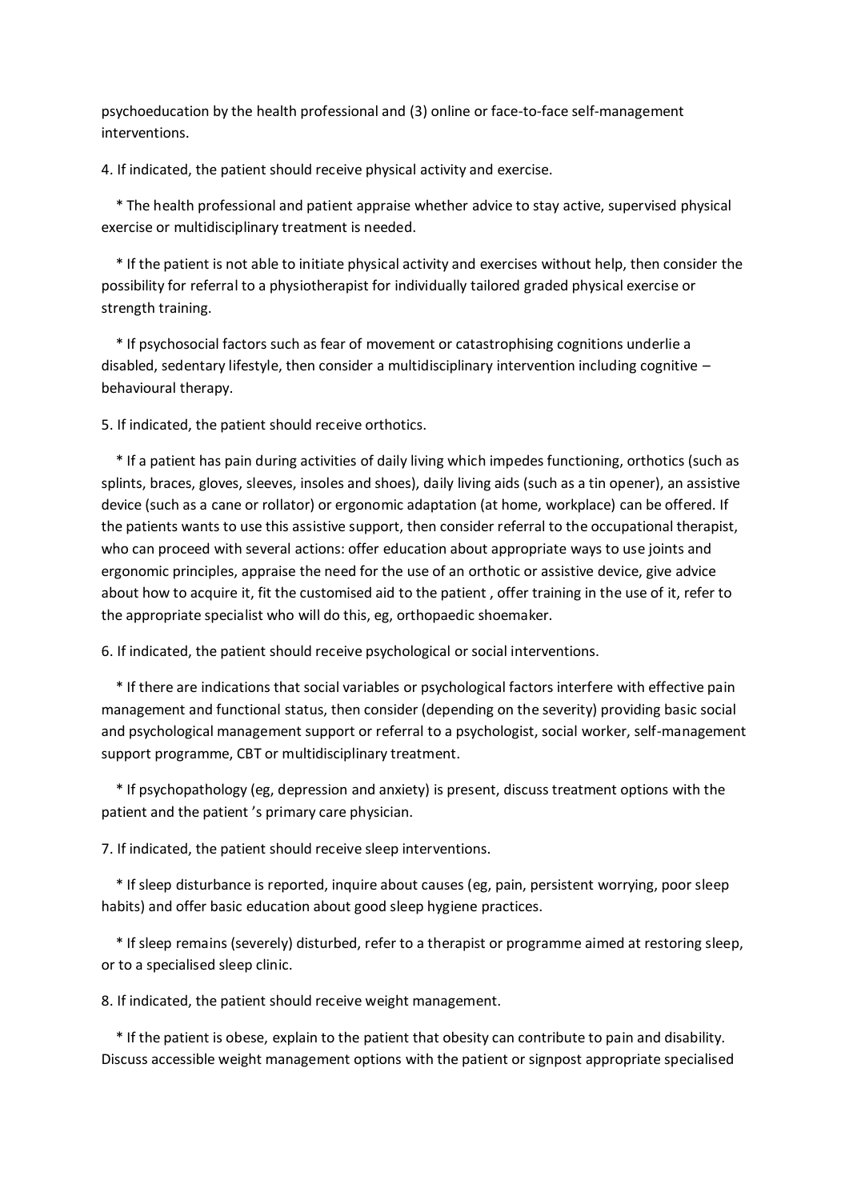psychoeducation by the health professional and (3) online or face-to-face self-management interventions.

4. If indicated, the patient should receive physical activity and exercise.

   * The health professional and patient appraise whether advice to stay active, supervised physical exercise or multidisciplinary treatment is needed.

   * If the patient is not able to initiate physical activity and exercises without help, then consider the possibility for referral to a physiotherapist for individually tailored graded physical exercise or strength training.

   * If psychosocial factors such as fear of movement or catastrophising cognitions underlie a disabled, sedentary lifestyle, then consider a multidisciplinary intervention including cognitive – behavioural therapy.

5. If indicated, the patient should receive orthotics.

   * If a patient has pain during activities of daily living which impedes functioning, orthotics (such as splints, braces, gloves, sleeves, insoles and shoes), daily living aids (such as a tin opener), an assistive device (such as a cane or rollator) or ergonomic adaptation (at home, workplace) can be offered. If the patients wants to use this assistive support, then consider referral to the occupational therapist, who can proceed with several actions: offer education about appropriate ways to use joints and ergonomic principles, appraise the need for the use of an orthotic or assistive device, give advice about how to acquire it, fit the customised aid to the patient , offer training in the use of it, refer to the appropriate specialist who will do this, eg, orthopaedic shoemaker.

6. If indicated, the patient should receive psychological or social interventions.

   * If there are indications that social variables or psychological factors interfere with effective pain management and functional status, then consider (depending on the severity) providing basic social and psychological management support or referral to a psychologist, social worker, self-management support programme, CBT or multidisciplinary treatment.

   * If psychopathology (eg, depression and anxiety) is present, discuss treatment options with the patient and the patient ’s primary care physician.

7. If indicated, the patient should receive sleep interventions.

   * If sleep disturbance is reported, inquire about causes (eg, pain, persistent worrying, poor sleep habits) and offer basic education about good sleep hygiene practices.

   * If sleep remains (severely) disturbed, refer to a therapist or programme aimed at restoring sleep, or to a specialised sleep clinic.

8. If indicated, the patient should receive weight management.

   * If the patient is obese, explain to the patient that obesity can contribute to pain and disability. Discuss accessible weight management options with the patient or signpost appropriate specialised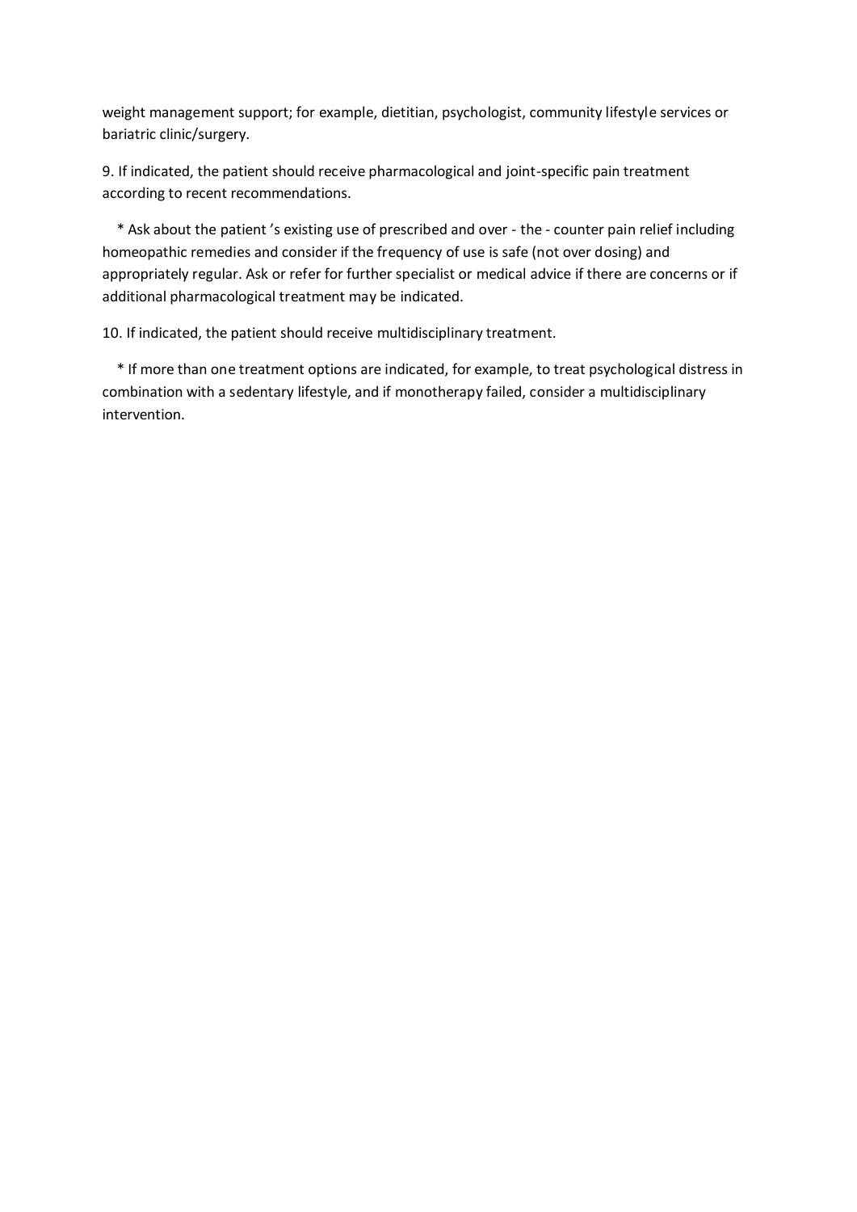weight management support; for example, dietitian, psychologist, community lifestyle services or bariatric clinic/surgery.

9. If indicated, the patient should receive pharmacological and joint-specific pain treatment according to recent recommendations.

   * Ask about the patient 's existing use of prescribed and over - the - counter pain relief including homeopathic remedies and consider if the frequency of use is safe (not over dosing) and appropriately regular. Ask or refer for further specialist or medical advice if there are concerns or if additional pharmacological treatment may be indicated.

10. If indicated, the patient should receive multidisciplinary treatment.

   * If more than one treatment options are indicated, for example, to treat psychological distress in combination with a sedentary lifestyle, and if monotherapy failed, consider a multidisciplinary intervention.